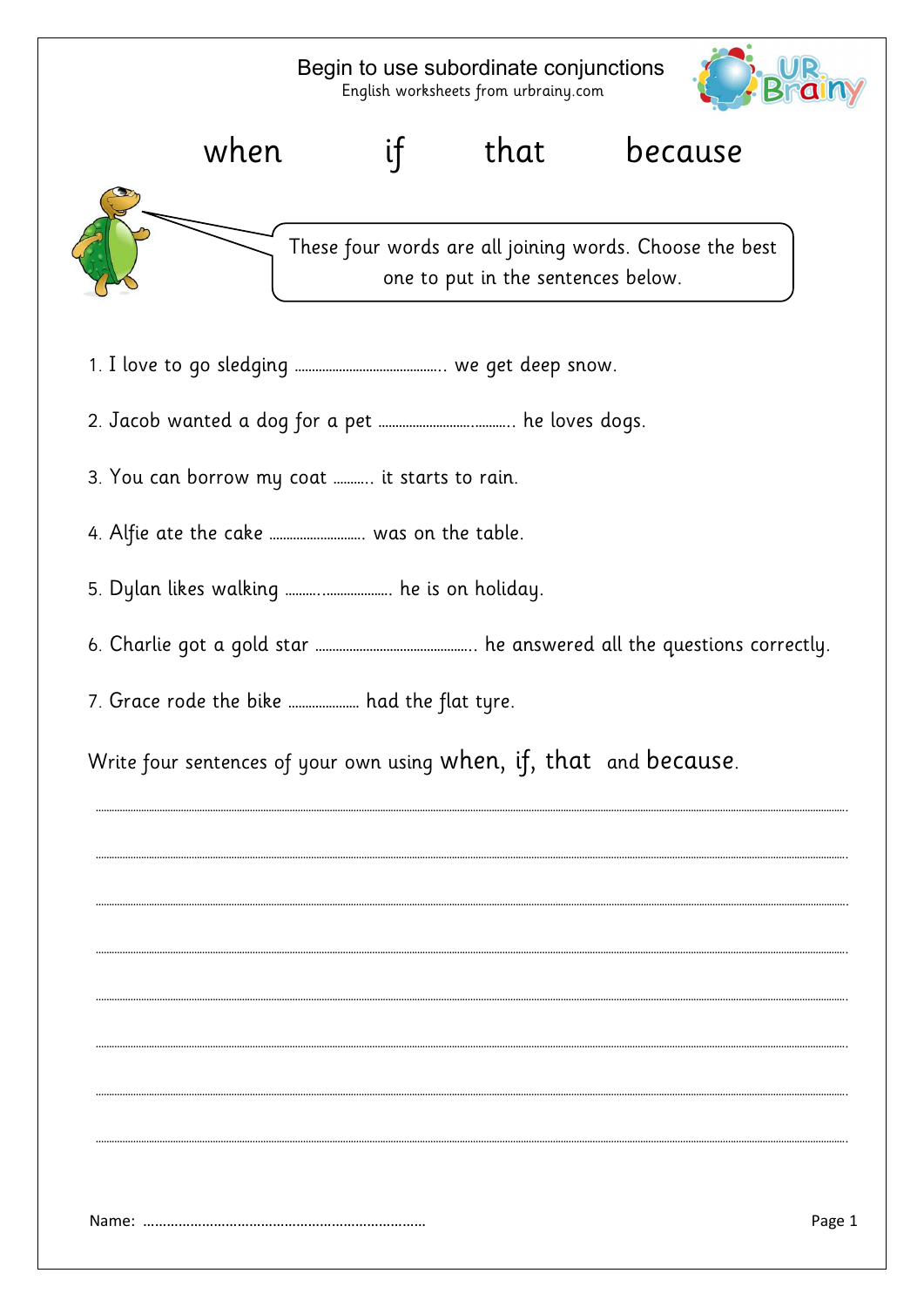# Begin to use subordinate conjunctions

English worksheets from urbrainy.com

when   if   that   because

These four words are all joining words. Choose the best one to put in the sentences below.

1. I love to go sledging .......................................... we get deep snow.

2. Jacob wanted a dog for a pet .......................................... he loves dogs.

3. You can borrow my coat ........... it starts to rain.

4. Alfie ate the cake ........................... was on the table.

5. Dylan likes walking ................................ he is on holiday.

6. Charlie got a gold star .............................................. he answered all the questions correctly.

7. Grace rode the bike ..................... had the flat tyre.

Write four sentences of your own using **when**, **if**, **that** and **because**.

................................................................................................................................................................

................................................................................................................................................................

................................................................................................................................................................

................................................................................................................................................................

................................................................................................................................................................

................................................................................................................................................................

................................................................................................................................................................

................................................................................................................................................................

Name: ........................................................................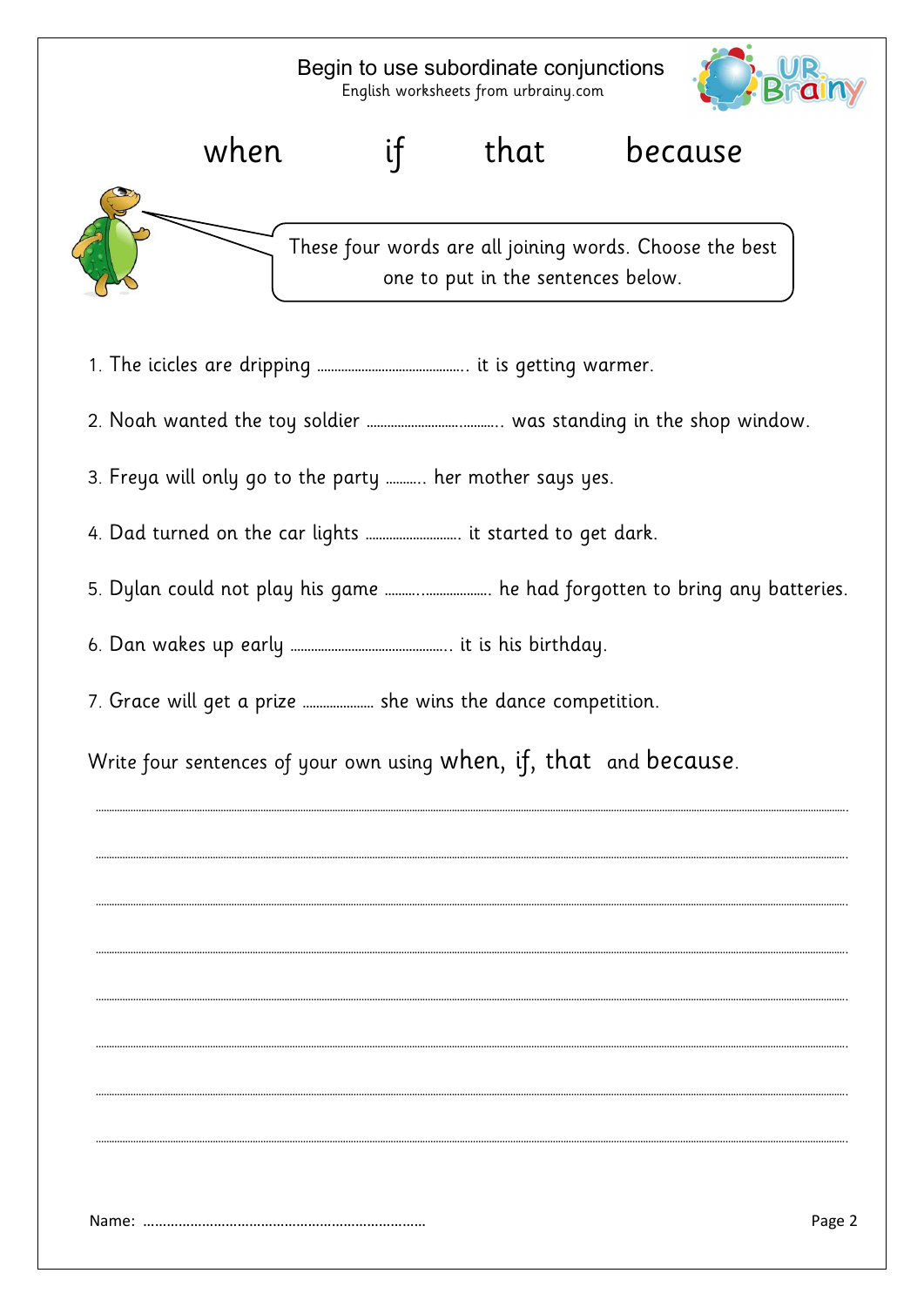# Begin to use subordinate conjunctions

English worksheets from urbrainy.com

when        if        that        because

These four words are all joining words. Choose the best one to put in the sentences below.

1. The icicles are dripping ……………………………….. it is getting warmer.
2. Noah wanted the toy soldier ……………………….. was standing in the shop window.
3. Freya will only go to the party ……….. her mother says yes.
4. Dad turned on the car lights ……………………. it started to get dark.
5. Dylan could not play his game ………..……………… he had forgotten to bring any batteries.
6. Dan wakes up early ……………………………………. it is his birthday.
7. Grace will get a prize ………………… she wins the dance competition.

Write four sentences of your own using **when**, **if**, **that** and **because**.

…………………………………………………………………………………………………………

…………………………………………………………………………………………………………

…………………………………………………………………………………………………………

…………………………………………………………………………………………………………

…………………………………………………………………………………………………………

…………………………………………………………………………………………………………

…………………………………………………………………………………………………………

…………………………………………………………………………………………………………

Name: ……………………………………………………………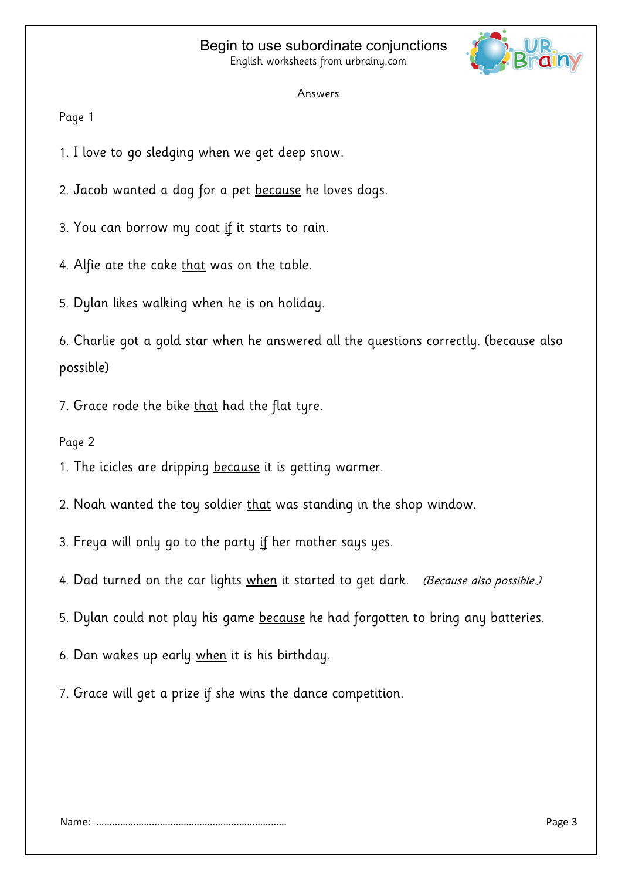# Begin to use subordinate conjunctions

English worksheets from urbrainy.com

Answers

Page 1

1. I love to go sledging <u>when</u> we get deep snow.
2. Jacob wanted a dog for a pet <u>because</u> he loves dogs.
3. You can borrow my coat <u>if</u> it starts to rain.
4. Alfie ate the cake <u>that</u> was on the table.
5. Dylan likes walking <u>when</u> he is on holiday.
6. Charlie got a gold star <u>when</u> he answered all the questions correctly. (because also possible)
7. Grace rode the bike <u>that</u> had the flat tyre.

Page 2

1. The icicles are dripping <u>because</u> it is getting warmer.
2. Noah wanted the toy soldier <u>that</u> was standing in the shop window.
3. Freya will only go to the party <u>if</u> her mother says yes.
4. Dad turned on the car lights <u>when</u> it started to get dark. *(Because also possible.)*
5. Dylan could not play his game <u>because</u> he had forgotten to bring any batteries.
6. Dan wakes up early <u>when</u> it is his birthday.
7. Grace will get a prize <u>if</u> she wins the dance competition.

Name: ………………………………………………………………